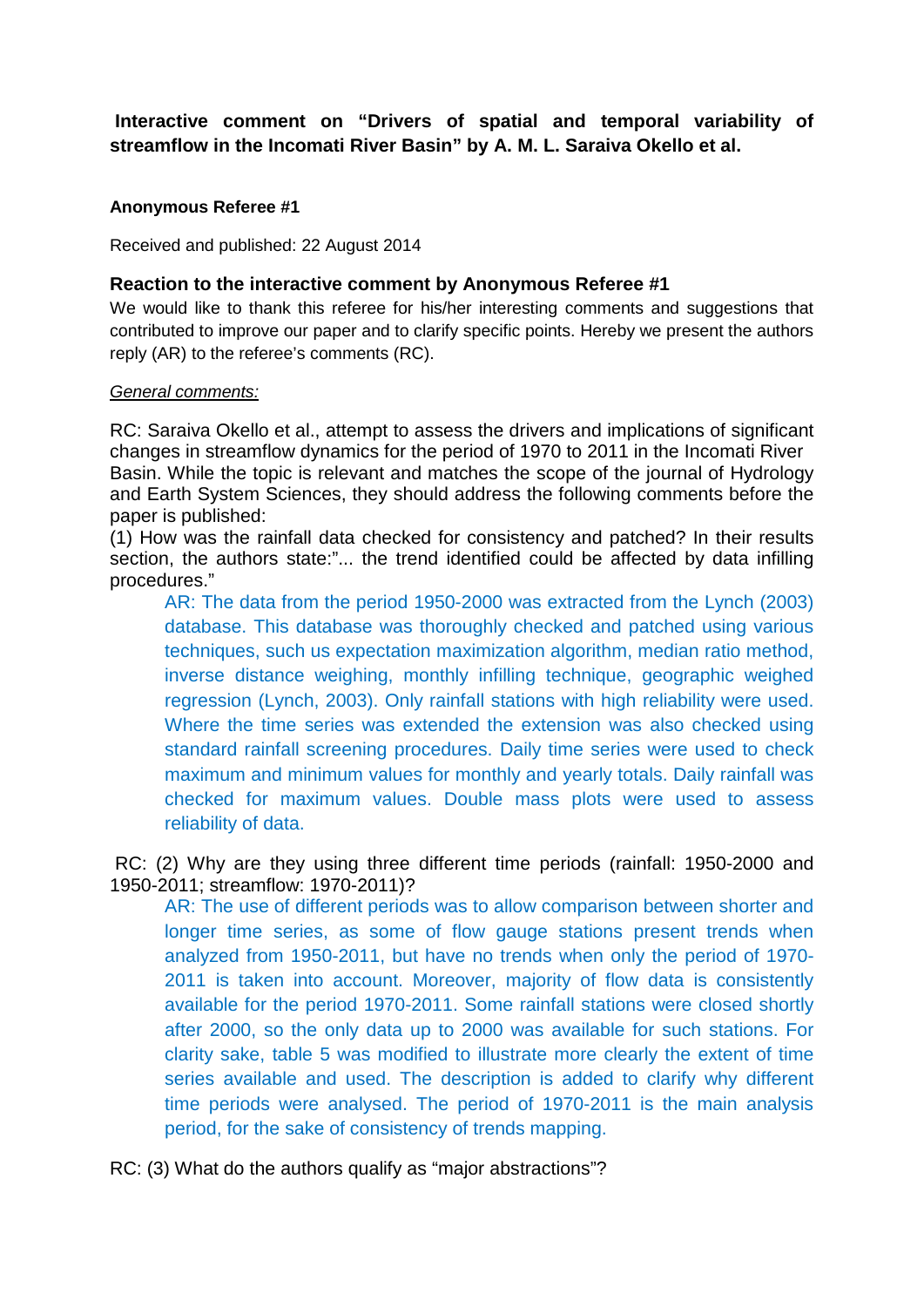**Interactive comment on "Drivers of spatial and temporal variability of streamflow in the Incomati River Basin" by A. M. L. Saraiva Okello et al.**

**Anonymous Referee #1**

Received and published: 22 August 2014

**Reaction to the interactive comment by Anonymous Referee #1**

We would like to thank this referee for his/her interesting comments and suggestions that contributed to improve our paper and to clarify specific points. Hereby we present the authors reply (AR) to the referee's comments (RC).

*General comments:*

RC: Saraiva Okello et al., attempt to assess the drivers and implications of significant changes in streamflow dynamics for the period of 1970 to 2011 in the Incomati River Basin. While the topic is relevant and matches the scope of the journal of Hydrology and Earth System Sciences, they should address the following comments before the paper is published:

(1) How was the rainfall data checked for consistency and patched? In their results section, the authors state:"... the trend identified could be affected by data infilling procedures."

> AR: The data from the period 1950-2000 was extracted from the Lynch (2003) database. This database was thoroughly checked and patched using various techniques, such us expectation maximization algorithm, median ratio method, inverse distance weighing, monthly infilling technique, geographic weighed regression (Lynch, 2003). Only rainfall stations with high reliability were used. Where the time series was extended the extension was also checked using standard rainfall screening procedures. Daily time series were used to check maximum and minimum values for monthly and yearly totals. Daily rainfall was checked for maximum values. Double mass plots were used to assess reliability of data.

RC: (2) Why are they using three different time periods (rainfall: 1950-2000 and 1950-2011; streamflow: 1970-2011)?

> AR: The use of different periods was to allow comparison between shorter and longer time series, as some of flow gauge stations present trends when analyzed from 1950-2011, but have no trends when only the period of 1970-2011 is taken into account. Moreover, majority of flow data is consistently available for the period 1970-2011. Some rainfall stations were closed shortly after 2000, so the only data up to 2000 was available for such stations. For clarity sake, table 5 was modified to illustrate more clearly the extent of time series available and used. The description is added to clarify why different time periods were analysed. The period of 1970-2011 is the main analysis period, for the sake of consistency of trends mapping.

RC: (3) What do the authors qualify as "major abstractions"?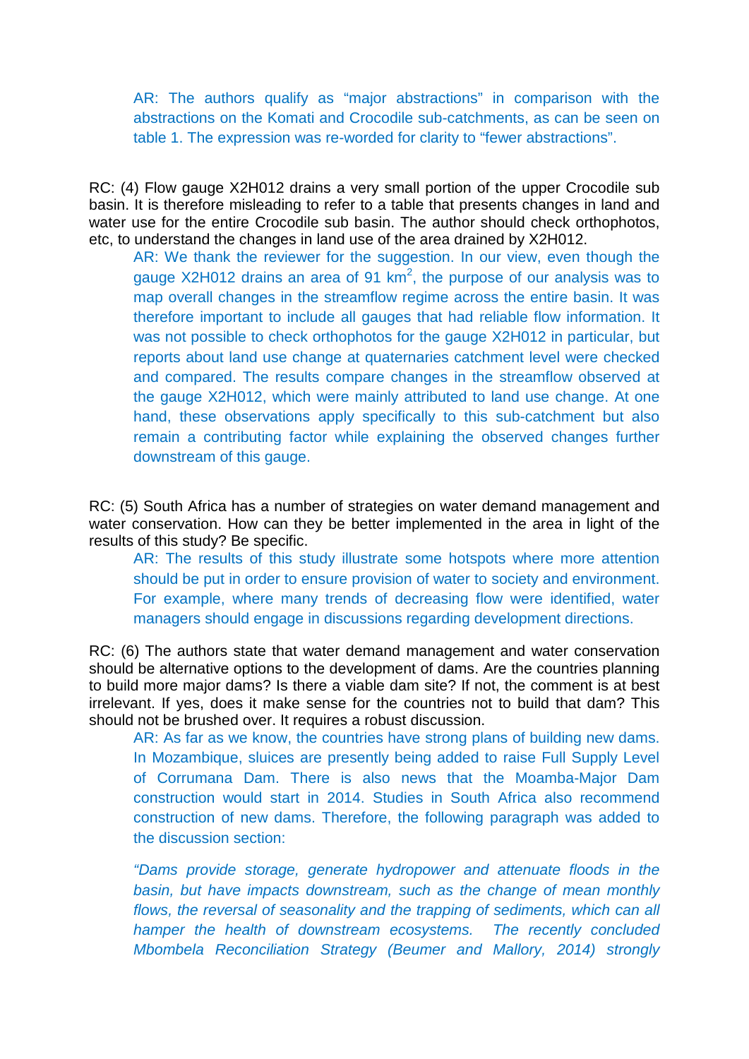AR: The authors qualify as “major abstractions” in comparison with the abstractions on the Komati and Crocodile sub-catchments, as can be seen on table 1. The expression was re-worded for clarity to “fewer abstractions”.

RC: (4) Flow gauge X2H012 drains a very small portion of the upper Crocodile sub basin. It is therefore misleading to refer to a table that presents changes in land and water use for the entire Crocodile sub basin. The author should check orthophotos, etc, to understand the changes in land use of the area drained by X2H012.

AR: We thank the reviewer for the suggestion. In our view, even though the gauge X2H012 drains an area of 91 $km^2$, the purpose of our analysis was to map overall changes in the streamflow regime across the entire basin. It was therefore important to include all gauges that had reliable flow information. It was not possible to check orthophotos for the gauge X2H012 in particular, but reports about land use change at quaternaries catchment level were checked and compared. The results compare changes in the streamflow observed at the gauge X2H012, which were mainly attributed to land use change. At one hand, these observations apply specifically to this sub-catchment but also remain a contributing factor while explaining the observed changes further downstream of this gauge.

RC: (5) South Africa has a number of strategies on water demand management and water conservation. How can they be better implemented in the area in light of the results of this study? Be specific.

AR: The results of this study illustrate some hotspots where more attention should be put in order to ensure provision of water to society and environment. For example, where many trends of decreasing flow were identified, water managers should engage in discussions regarding development directions.

RC: (6) The authors state that water demand management and water conservation should be alternative options to the development of dams. Are the countries planning to build more major dams? Is there a viable dam site? If not, the comment is at best irrelevant. If yes, does it make sense for the countries not to build that dam? This should not be brushed over. It requires a robust discussion.

AR: As far as we know, the countries have strong plans of building new dams. In Mozambique, sluices are presently being added to raise Full Supply Level of Corrumana Dam. There is also news that the Moamba-Major Dam construction would start in 2014. Studies in South Africa also recommend construction of new dams. Therefore, the following paragraph was added to the discussion section:

*“Dams provide storage, generate hydropower and attenuate floods in the basin, but have impacts downstream, such as the change of mean monthly flows, the reversal of seasonality and the trapping of sediments, which can all hamper the health of downstream ecosystems. The recently concluded Mbombela Reconciliation Strategy (Beumer and Mallory, 2014) strongly*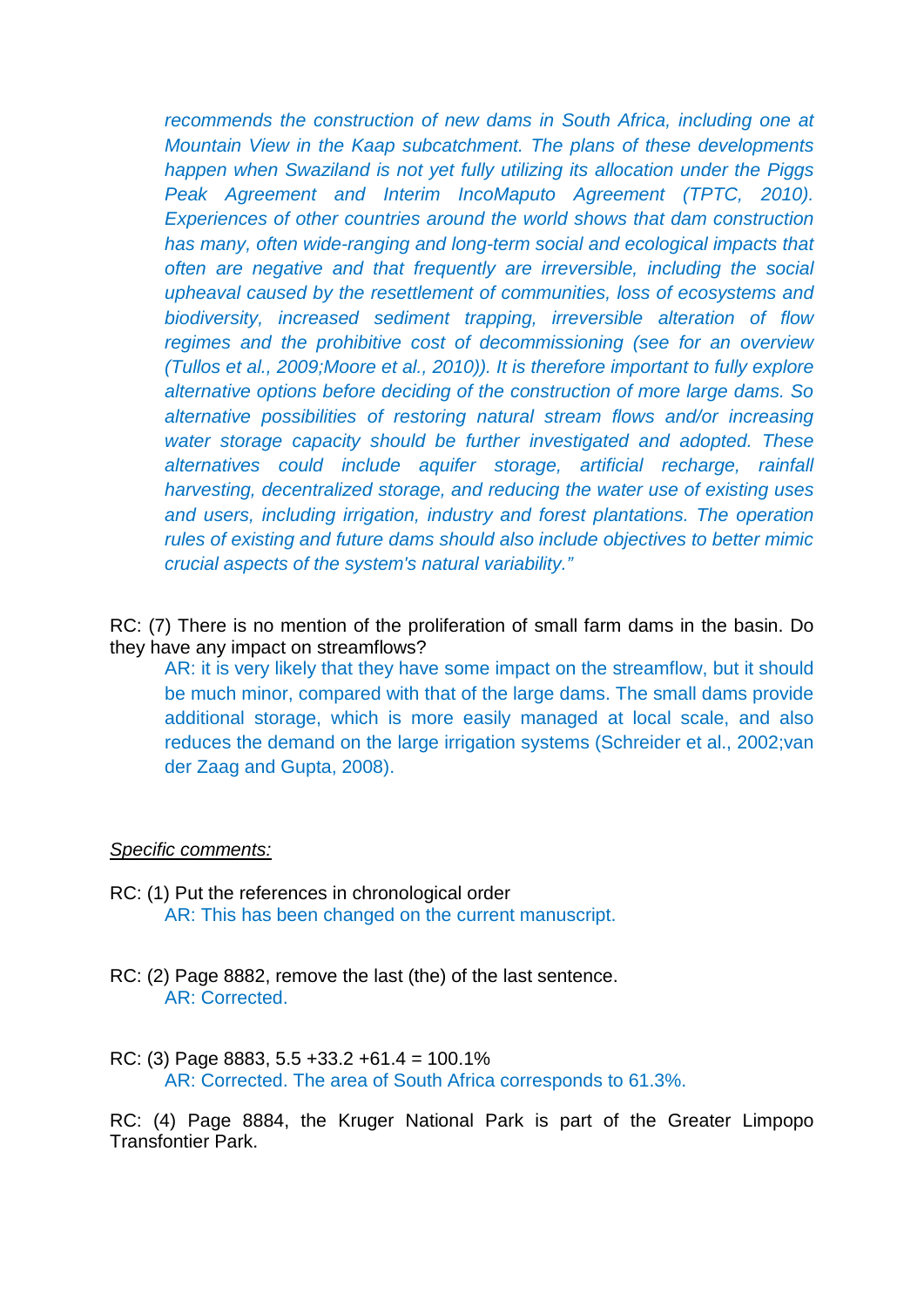*recommends the construction of new dams in South Africa, including one at Mountain View in the Kaap subcatchment. The plans of these developments happen when Swaziland is not yet fully utilizing its allocation under the Piggs Peak Agreement and Interim IncoMaputo Agreement (TPTC, 2010). Experiences of other countries around the world shows that dam construction has many, often wide-ranging and long-term social and ecological impacts that often are negative and that frequently are irreversible, including the social upheaval caused by the resettlement of communities, loss of ecosystems and biodiversity, increased sediment trapping, irreversible alteration of flow regimes and the prohibitive cost of decommissioning (see for an overview (Tullos et al., 2009;Moore et al., 2010)). It is therefore important to fully explore alternative options before deciding of the construction of more large dams. So alternative possibilities of restoring natural stream flows and/or increasing water storage capacity should be further investigated and adopted. These alternatives could include aquifer storage, artificial recharge, rainfall harvesting, decentralized storage, and reducing the water use of existing uses and users, including irrigation, industry and forest plantations. The operation rules of existing and future dams should also include objectives to better mimic crucial aspects of the system's natural variability."*

RC: (7) There is no mention of the proliferation of small farm dams in the basin. Do they have any impact on streamflows?

AR: it is very likely that they have some impact on the streamflow, but it should be much minor, compared with that of the large dams. The small dams provide additional storage, which is more easily managed at local scale, and also reduces the demand on the large irrigation systems (Schreider et al., 2002;van der Zaag and Gupta, 2008).

<u>*Specific comments:*</u>

RC: (1) Put the references in chronological order

AR: This has been changed on the current manuscript.

RC: (2) Page 8882, remove the last (the) of the last sentence.

AR: Corrected.

RC: (3) Page 8883, 5.5 +33.2 +61.4 = 100.1%

AR: Corrected. The area of South Africa corresponds to 61.3%.

RC: (4) Page 8884, the Kruger National Park is part of the Greater Limpopo Transfontier Park.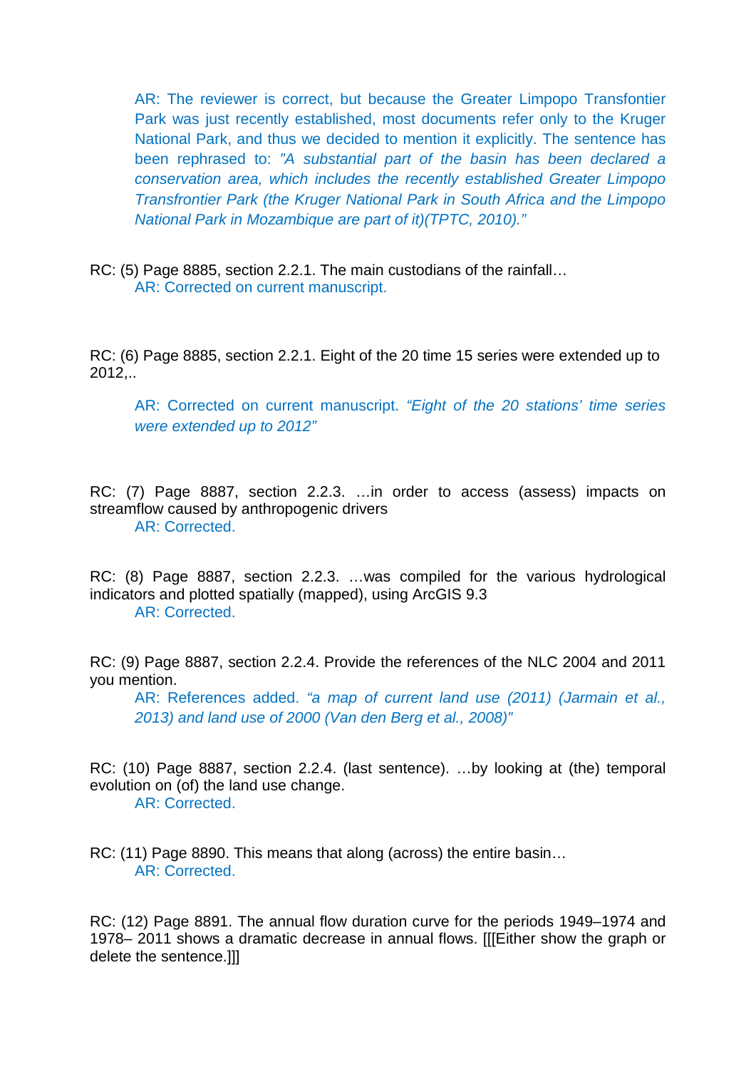AR: The reviewer is correct, but because the Greater Limpopo Transfontier Park was just recently established, most documents refer only to the Kruger National Park, and thus we decided to mention it explicitly. The sentence has been rephrased to: *"A substantial part of the basin has been declared a conservation area, which includes the recently established Greater Limpopo Transfrontier Park (the Kruger National Park in South Africa and the Limpopo National Park in Mozambique are part of it)(TPTC, 2010)."*

RC: (5) Page 8885, section 2.2.1. The main custodians of the rainfall…

AR: Corrected on current manuscript.

RC: (6) Page 8885, section 2.2.1. Eight of the 20 time 15 series were extended up to 2012,..

AR: Corrected on current manuscript. *"Eight of the 20 stations' time series were extended up to 2012"*

RC: (7) Page 8887, section 2.2.3. …in order to access (assess) impacts on streamflow caused by anthropogenic drivers

AR: Corrected.

RC: (8) Page 8887, section 2.2.3. …was compiled for the various hydrological indicators and plotted spatially (mapped), using ArcGIS 9.3

AR: Corrected.

RC: (9) Page 8887, section 2.2.4. Provide the references of the NLC 2004 and 2011 you mention.

AR: References added. *"a map of current land use (2011) (Jarmain et al., 2013) and land use of 2000 (Van den Berg et al., 2008)"*

RC: (10) Page 8887, section 2.2.4. (last sentence). …by looking at (the) temporal evolution on (of) the land use change.

AR: Corrected.

RC: (11) Page 8890. This means that along (across) the entire basin…

AR: Corrected.

RC: (12) Page 8891. The annual flow duration curve for the periods 1949–1974 and 1978– 2011 shows a dramatic decrease in annual flows. [[[Either show the graph or delete the sentence.]]]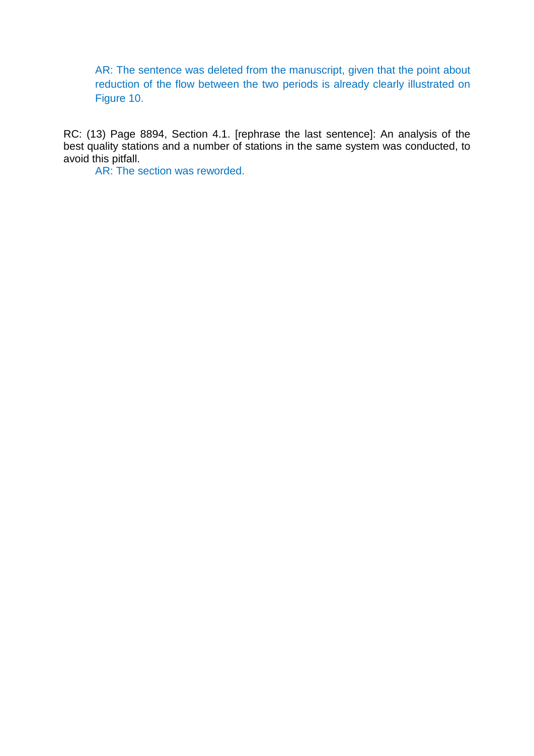AR: The sentence was deleted from the manuscript, given that the point about reduction of the flow between the two periods is already clearly illustrated on Figure 10.

RC: (13) Page 8894, Section 4.1. [rephrase the last sentence]: An analysis of the best quality stations and a number of stations in the same system was conducted, to avoid this pitfall.

AR: The section was reworded.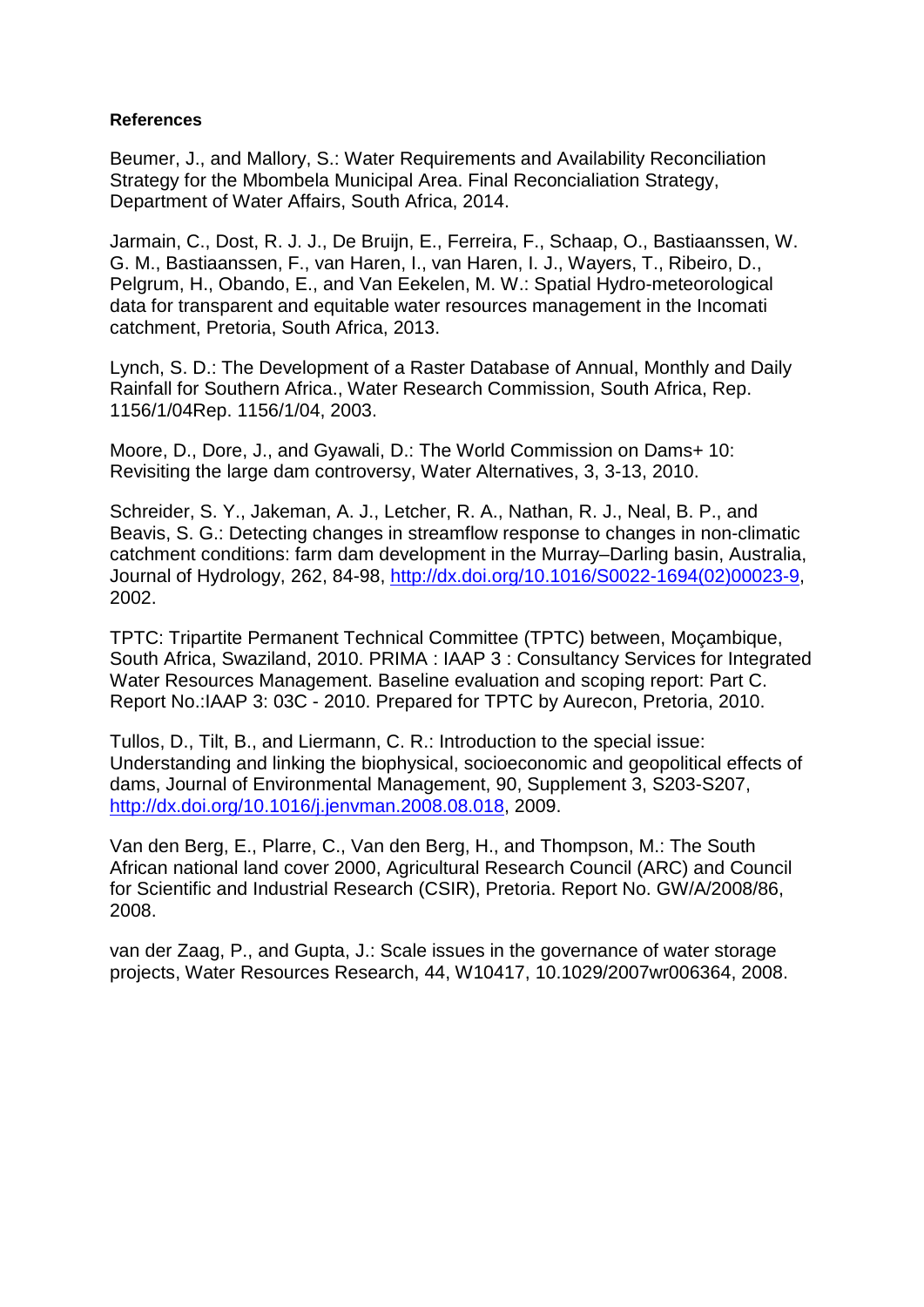**References**

Beumer, J., and Mallory, S.: Water Requirements and Availability Reconciliation Strategy for the Mbombela Municipal Area. Final Reconcialiation Strategy, Department of Water Affairs, South Africa, 2014.

Jarmain, C., Dost, R. J. J., De Bruijn, E., Ferreira, F., Schaap, O., Bastiaanssen, W. G. M., Bastiaanssen, F., van Haren, I., van Haren, I. J., Wayers, T., Ribeiro, D., Pelgrum, H., Obando, E., and Van Eekelen, M. W.: Spatial Hydro-meteorological data for transparent and equitable water resources management in the Incomati catchment, Pretoria, South Africa, 2013.

Lynch, S. D.: The Development of a Raster Database of Annual, Monthly and Daily Rainfall for Southern Africa., Water Research Commission, South Africa, Rep. 1156/1/04Rep. 1156/1/04, 2003.

Moore, D., Dore, J., and Gyawali, D.: The World Commission on Dams+ 10: Revisiting the large dam controversy, Water Alternatives, 3, 3-13, 2010.

Schreider, S. Y., Jakeman, A. J., Letcher, R. A., Nathan, R. J., Neal, B. P., and Beavis, S. G.: Detecting changes in streamflow response to changes in non-climatic catchment conditions: farm dam development in the Murray–Darling basin, Australia, Journal of Hydrology, 262, 84-98, http://dx.doi.org/10.1016/S0022-1694(02)00023-9, 2002.

TPTC: Tripartite Permanent Technical Committee (TPTC) between, Moçambique, South Africa, Swaziland, 2010. PRIMA : IAAP 3 : Consultancy Services for Integrated Water Resources Management. Baseline evaluation and scoping report: Part C. Report No.:IAAP 3: 03C - 2010. Prepared for TPTC by Aurecon, Pretoria, 2010.

Tullos, D., Tilt, B., and Liermann, C. R.: Introduction to the special issue: Understanding and linking the biophysical, socioeconomic and geopolitical effects of dams, Journal of Environmental Management, 90, Supplement 3, S203-S207, http://dx.doi.org/10.1016/j.jenvman.2008.08.018, 2009.

Van den Berg, E., Plarre, C., Van den Berg, H., and Thompson, M.: The South African national land cover 2000, Agricultural Research Council (ARC) and Council for Scientific and Industrial Research (CSIR), Pretoria. Report No. GW/A/2008/86, 2008.

van der Zaag, P., and Gupta, J.: Scale issues in the governance of water storage projects, Water Resources Research, 44, W10417, 10.1029/2007wr006364, 2008.